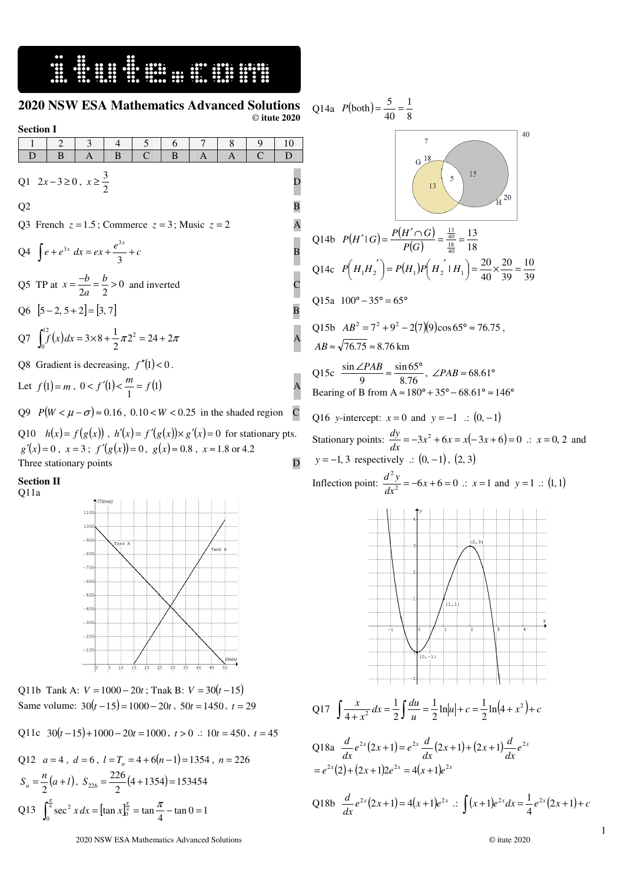# 2020 NSW ESA Mathematics Advanced Solutions

© itute 2020

## Section I

| 1 | 2 | 3 | 4 | 5 | 6 | 7 | 8 | 9 | 10 |
|---|---|---|---|---|---|---|---|---|---|
| D | B | A | B | C | B | A | A | C | D |

Q1 $2x-3\geq 0$, $x\geq \frac{3}{2}$ **D**

Q2 **B**

Q3 French $z=1.5$; Commerce $z=3$; Music $z=2$ **A**

Q4 $\int e+e^{3x}\,dx = ex+\frac{e^{3x}}{3}+c$ **B**

Q5 TP at $x=\frac{-b}{2a}=\frac{b}{2}>0$ and inverted **C**

Q6 $[5-2,5+2]=[3,7]$ **B**

Q7 $\int_0^{12} f(x)dx = 3\times 8+\frac{1}{2}\pi 2^2 = 24+2\pi$ **A**

Q8 Gradient is decreasing, $f''(1)<0$.
Let $f(1)=m$, $0<f'(1)<\frac{m}{1}=f(1)$ **A**

Q9 $P(W<\mu-\sigma)\approx 0.16$, $0.10<W<0.25$ in the shaded region **C**

Q10 $h(x)=f(g(x))$, $h'(x)=f'(g(x))\times g'(x)=0$ for stationary pts.
$g'(x)=0$, $x=3$; $f'(g(x))=0$, $g(x)\approx 0.8$, $x\approx 1.8$ or $4.2$
Three stationary points **D**

## Section II

Q11a

Q11b Tank A: $V=1000-20t$; Tnak B: $V=30(t-15)$
Same volume: $30(t-15)=1000-20t$, $50t=1450$, $t=29$

Q11c $30(t-15)+1000-20t=1000$, $t>0$ ∴ $10t=450$, $t=45$

Q12 $a=4$, $d=6$, $l=T_n=4+6(n-1)=1354$, $n=226$
$S_n=\frac{n}{2}(a+l)$, $S_{226}=\frac{226}{2}(4+1354)=153454$

Q13 $\int_0^{\frac{\pi}{4}}\sec^2 x\,dx=[\tan x]_0^{\frac{\pi}{4}}=\tan\frac{\pi}{4}-\tan 0=1$

Q14a $P(\text{both})=\frac{5}{40}=\frac{1}{8}$

Q14b $P(H'\mid G)=\frac{P(H'\cap G)}{P(G)}=\frac{\frac{13}{40}}{\frac{18}{40}}=\frac{13}{18}$

Q14c $P\left(H_1H_2'\right)=P(H_1)P\left(H_2'\mid H_1\right)=\frac{20}{40}\times\frac{20}{39}=\frac{10}{39}$

Q15a $100°-35°=65°$

Q15b $AB^2=7^2+9^2-2(7)(9)\cos 65°\approx 76.75$,
$AB\approx\sqrt{76.75}\approx 8.76$ km

Q15c $\frac{\sin\angle PAB}{9}\approx\frac{\sin 65°}{8.76}$, $\angle PAB\approx 68.61°$
Bearing of B from A $\approx 180°+35°-68.61°\approx 146°$

Q16 $y$-intercept: $x=0$ and $y=-1$ ∴ $(0,-1)$
Stationary points: $\frac{dy}{dx}=-3x^2+6x=x(-3x+6)=0$ ∴ $x=0,2$ and $y=-1,3$ respectively ∴ $(0,-1)$, $(2,3)$
Inflection point: $\frac{d^2y}{dx^2}=-6x+6=0$ ∴ $x=1$ and $y=1$ ∴ $(1,1)$

Q17 $\int\frac{x}{4+x^2}dx=\frac{1}{2}\int\frac{du}{u}=\frac{1}{2}\ln|u|+c=\frac{1}{2}\ln(4+x^2)+c$

Q18a $\frac{d}{dx}e^{2x}(2x+1)=e^{2x}\frac{d}{dx}(2x+1)+(2x+1)\frac{d}{dx}e^{2x}$
$=e^{2x}(2)+(2x+1)2e^{2x}=4(x+1)e^{2x}$

Q18b $\frac{d}{dx}e^{2x}(2x+1)=4(x+1)e^{2x}$ ∴ $\int(x+1)e^{2x}dx=\frac{1}{4}e^{2x}(2x+1)+c$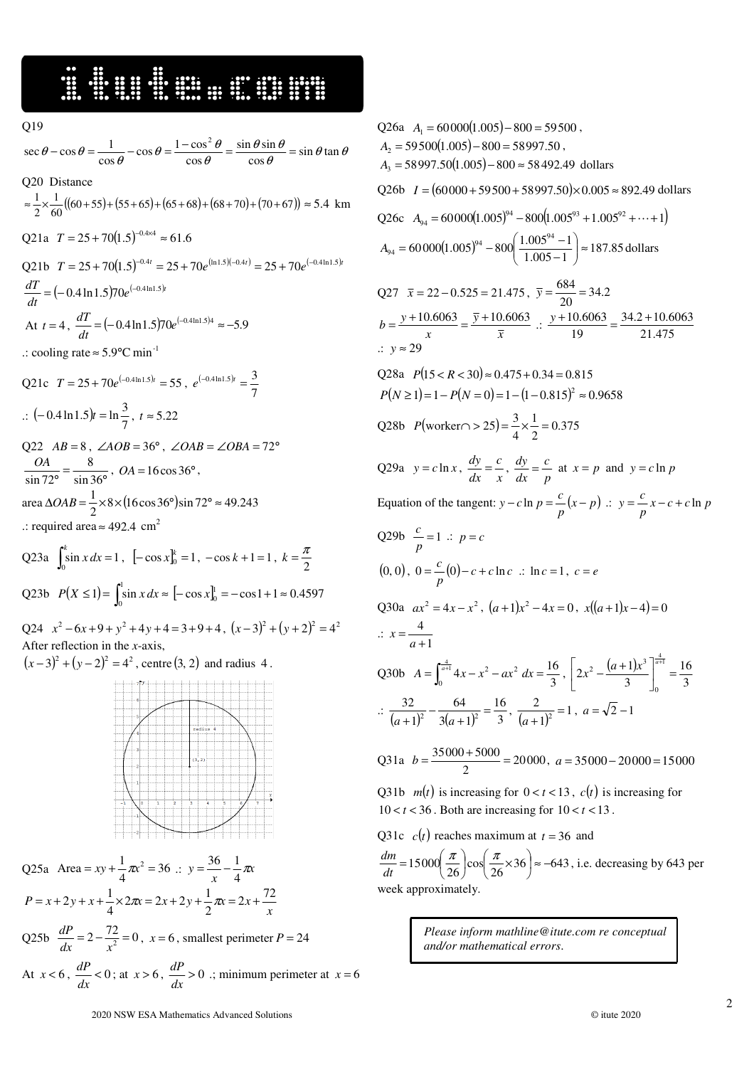Q19

$$\sec\theta - \cos\theta = \frac{1}{\cos\theta} - \cos\theta = \frac{1-\cos^2\theta}{\cos\theta} = \frac{\sin\theta\sin\theta}{\cos\theta} = \sin\theta\tan\theta$$

Q20 Distance

$$\approx \frac{1}{2}\times\frac{1}{60}\left((60+55)+(55+65)+(65+68)+(68+70)+(70+67)\right) \approx 5.4 \text{ km}$$

Q21a $T = 25 + 70(1.5)^{-0.4\times4} \approx 61.6$

Q21b $T = 25 + 70(1.5)^{-0.4t} = 25 + 70e^{(\ln 1.5)(-0.4t)} = 25 + 70e^{(-0.4\ln 1.5)t}$

$$\frac{dT}{dt} = (-0.4\ln 1.5)70e^{(-0.4\ln 1.5)t}$$

At $t = 4$, $\frac{dT}{dt} = (-0.4\ln 1.5)70e^{(-0.4\ln 1.5)4} \approx -5.9$

$\therefore$ cooling rate $\approx 5.9°\text{C min}^{-1}$

Q21c $T = 25 + 70e^{(-0.4\ln 1.5)t} = 55$, $e^{(-0.4\ln 1.5)t} = \frac{3}{7}$

$\therefore (-0.4\ln 1.5)t = \ln\frac{3}{7}$, $t \approx 5.22$

Q22 $AB = 8$, $\angle AOB = 36°$, $\angle OAB = \angle OBA = 72°$

$\frac{OA}{\sin 72°} = \frac{8}{\sin 36°}$, $OA = 16\cos 36°$,

area $\Delta OAB = \frac{1}{2}\times 8\times(16\cos 36°)\sin 72° \approx 49.243$

$\therefore$ required area $\approx 492.4 \text{ cm}^2$

Q23a $\int_0^k \sin x\,dx = 1$, $[-\cos x]_0^k = 1$, $-\cos k + 1 = 1$, $k = \frac{\pi}{2}$

Q23b $P(X \le 1) = \int_0^1 \sin x\,dx \approx [-\cos x]_0^1 = -\cos 1 + 1 \approx 0.4597$

Q24 $x^2 - 6x + 9 + y^2 + 4y + 4 = 3 + 9 + 4$, $(x-3)^2 + (y+2)^2 = 4^2$

After reflection in the $x$-axis,

$(x-3)^2 + (y-2)^2 = 4^2$, centre $(3, 2)$ and radius $4$.

y
radius 4
(3,2)
x
-1 0 1 2 3 4 5 6 7
-2 -1 1 2 3 4 5 6 7

Q25a Area $= xy + \frac{1}{4}\pi x^2 = 36$ $\therefore y = \frac{36}{x} - \frac{1}{4}\pi x$

$$P = x + 2y + x + \frac{1}{4}\times 2\pi x = 2x + 2y + \frac{1}{2}\pi x = 2x + \frac{72}{x}$$

Q25b $\frac{dP}{dx} = 2 - \frac{72}{x^2} = 0$, $x = 6$, smallest perimeter $P = 24$

At $x < 6$, $\frac{dP}{dx} < 0$; at $x > 6$, $\frac{dP}{dx} > 0$ $\therefore$ minimum perimeter at $x = 6$

Q26a $A_1 = 60000(1.005) - 800 = 59500$,

$A_2 = 59500(1.005) - 800 = 58997.50$,

$A_3 = 58997.50(1.005) - 800 \approx 58492.49$ dollars

Q26b $I = (60000 + 59500 + 58997.50)\times 0.005 \approx 892.49$ dollars

Q26c $A_{94} = 60000(1.005)^{94} - 800\left(1.005^{93} + 1.005^{92} + \cdots + 1\right)$

$$A_{94} = 60000(1.005)^{94} - 800\left(\frac{1.005^{94}-1}{1.005-1}\right) \approx 187.85 \text{ dollars}$$

Q27 $\bar{x} = 22 - 0.525 = 21.475$, $\bar{y} = \frac{684}{20} = 34.2$

$b = \frac{y + 10.6063}{x} = \frac{\bar{y} + 10.6063}{\bar{x}}$ $\therefore \frac{y + 10.6063}{19} = \frac{34.2 + 10.6063}{21.475}$

$\therefore y \approx 29$

Q28a $P(15 < R < 30) \approx 0.475 + 0.34 = 0.815$

$P(N \ge 1) = 1 - P(N = 0) = 1 - (1 - 0.815)^2 \approx 0.9658$

Q28b $P(\text{worker} \cap > 25) = \frac{3}{4}\times\frac{1}{2} = 0.375$

Q29a $y = c\ln x$, $\frac{dy}{dx} = \frac{c}{x}$, $\frac{dy}{dx} = \frac{c}{p}$ at $x = p$ and $y = c\ln p$

Equation of the tangent: $y - c\ln p = \frac{c}{p}(x - p)$ $\therefore y = \frac{c}{p}x - c + c\ln p$

Q29b $\frac{c}{p} = 1$ $\therefore p = c$

$(0, 0)$, $0 = \frac{c}{p}(0) - c + c\ln c$ $\therefore \ln c = 1$, $c = e$

Q30a $ax^2 = 4x - x^2$, $(a+1)x^2 - 4x = 0$, $x((a+1)x - 4) = 0$

$\therefore x = \frac{4}{a+1}$

Q30b $A = \int_0^{\frac{4}{a+1}} 4x - x^2 - ax^2\,dx = \frac{16}{3}$, $\left[2x^2 - \frac{(a+1)x^3}{3}\right]_0^{\frac{4}{a+1}} = \frac{16}{3}$

$\therefore \frac{32}{(a+1)^2} - \frac{64}{3(a+1)^2} = \frac{16}{3}$, $\frac{2}{(a+1)^2} = 1$, $a = \sqrt{2} - 1$

Q31a $b = \frac{35000 + 5000}{2} = 20000$, $a = 35000 - 20000 = 15000$

Q31b $m(t)$ is increasing for $0 < t < 13$, $c(t)$ is increasing for $10 < t < 36$. Both are increasing for $10 < t < 13$.

Q31c $c(t)$ reaches maximum at $t = 36$ and

$\frac{dm}{dt} = 15000\left(\frac{\pi}{26}\right)\cos\left(\frac{\pi}{26}\times 36\right) \approx -643$, i.e. decreasing by 643 per week approximately.

*Please inform mathline@itute.com re conceptual and/or mathematical errors.*